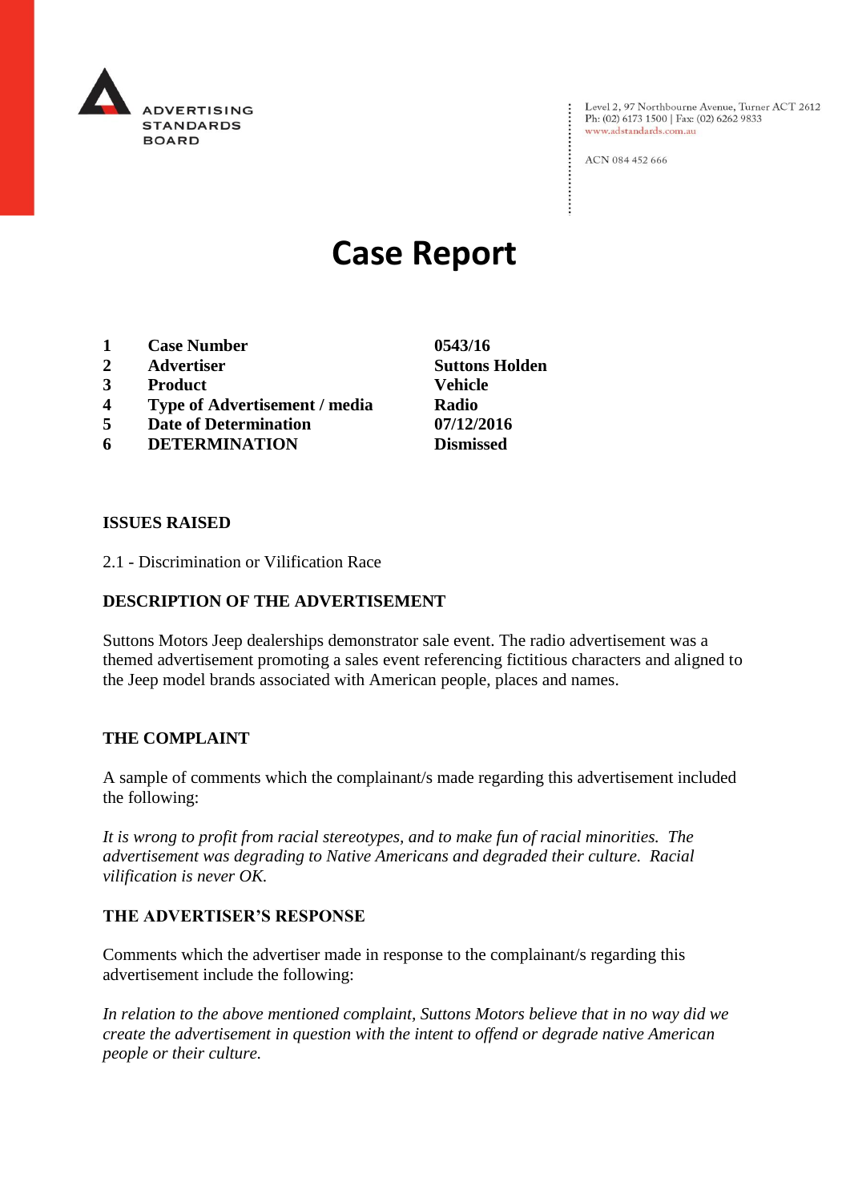ADVERTISING STANDARDS BOARD

Level 2, 97 Northbourne Avenue, Turner ACT 2612
Ph: (02) 6173 1500 | Fax: (02) 6262 9833
www.adstandards.com.au

ACN 084 452 666

# Case Report

| | | |
|---|---|---|
| **1** | **Case Number** | **0543/16** |
| **2** | **Advertiser** | **Suttons Holden** |
| **3** | **Product** | **Vehicle** |
| **4** | **Type of Advertisement / media** | **Radio** |
| **5** | **Date of Determination** | **07/12/2016** |
| **6** | **DETERMINATION** | **Dismissed** |

## ISSUES RAISED

2.1 - Discrimination or Vilification Race

## DESCRIPTION OF THE ADVERTISEMENT

Suttons Motors Jeep dealerships demonstrator sale event. The radio advertisement was a themed advertisement promoting a sales event referencing fictitious characters and aligned to the Jeep model brands associated with American people, places and names.

## THE COMPLAINT

A sample of comments which the complainant/s made regarding this advertisement included the following:

*It is wrong to profit from racial stereotypes, and to make fun of racial minorities. The advertisement was degrading to Native Americans and degraded their culture. Racial vilification is never OK.*

## THE ADVERTISER'S RESPONSE

Comments which the advertiser made in response to the complainant/s regarding this advertisement include the following:

*In relation to the above mentioned complaint, Suttons Motors believe that in no way did we create the advertisement in question with the intent to offend or degrade native American people or their culture.*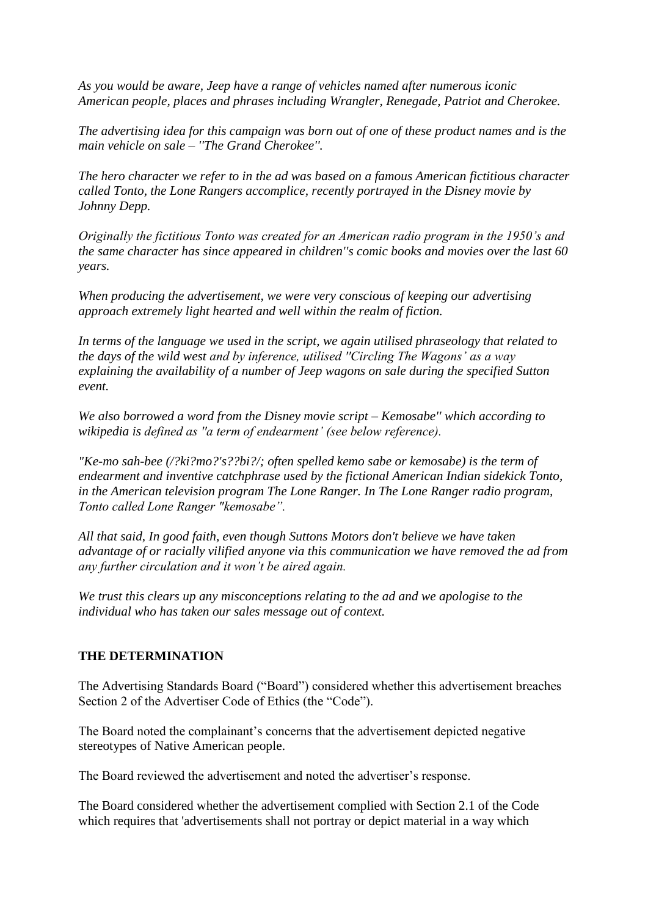*As you would be aware, Jeep have a range of vehicles named after numerous iconic American people, places and phrases including Wrangler, Renegade, Patriot and Cherokee.*

*The advertising idea for this campaign was born out of one of these product names and is the main vehicle on sale – ''The Grand Cherokee''.*

*The hero character we refer to in the ad was based on a famous American fictitious character called Tonto, the Lone Rangers accomplice, recently portrayed in the Disney movie by Johnny Depp.*

*Originally the fictitious Tonto was created for an American radio program in the 1950's and the same character has since appeared in children''s comic books and movies over the last 60 years.*

*When producing the advertisement, we were very conscious of keeping our advertising approach extremely light hearted and well within the realm of fiction.*

*In terms of the language we used in the script, we again utilised phraseology that related to the days of the wild west and by inference, utilised ''Circling The Wagons' as a way explaining the availability of a number of Jeep wagons on sale during the specified Sutton event.*

*We also borrowed a word from the Disney movie script – Kemosabe'' which according to wikipedia is defined as ''a term of endearment' (see below reference).*

*''Ke-mo sah-bee (/?ki?mo?'s??bi?/; often spelled kemo sabe or kemosabe) is the term of endearment and inventive catchphrase used by the fictional American Indian sidekick Tonto, in the American television program The Lone Ranger. In The Lone Ranger radio program, Tonto called Lone Ranger ''kemosabe".*

*All that said, In good faith, even though Suttons Motors don't believe we have taken advantage of or racially vilified anyone via this communication we have removed the ad from any further circulation and it won't be aired again.*

*We trust this clears up any misconceptions relating to the ad and we apologise to the individual who has taken our sales message out of context.*

**THE DETERMINATION**

The Advertising Standards Board ("Board") considered whether this advertisement breaches Section 2 of the Advertiser Code of Ethics (the "Code").

The Board noted the complainant's concerns that the advertisement depicted negative stereotypes of Native American people.

The Board reviewed the advertisement and noted the advertiser's response.

The Board considered whether the advertisement complied with Section 2.1 of the Code which requires that 'advertisements shall not portray or depict material in a way which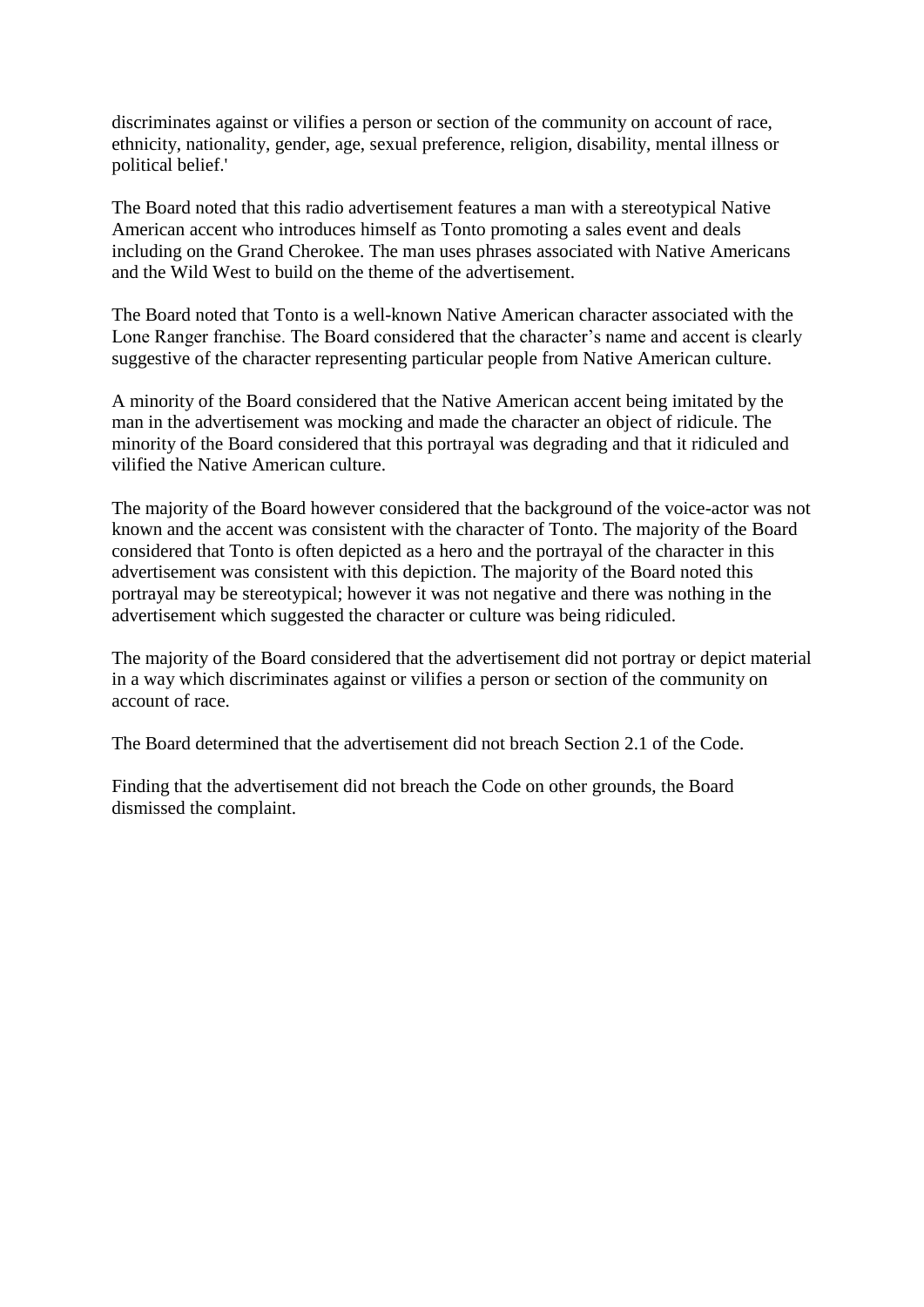discriminates against or vilifies a person or section of the community on account of race, ethnicity, nationality, gender, age, sexual preference, religion, disability, mental illness or political belief.'

The Board noted that this radio advertisement features a man with a stereotypical Native American accent who introduces himself as Tonto promoting a sales event and deals including on the Grand Cherokee. The man uses phrases associated with Native Americans and the Wild West to build on the theme of the advertisement.

The Board noted that Tonto is a well-known Native American character associated with the Lone Ranger franchise. The Board considered that the character's name and accent is clearly suggestive of the character representing particular people from Native American culture.

A minority of the Board considered that the Native American accent being imitated by the man in the advertisement was mocking and made the character an object of ridicule. The minority of the Board considered that this portrayal was degrading and that it ridiculed and vilified the Native American culture.

The majority of the Board however considered that the background of the voice-actor was not known and the accent was consistent with the character of Tonto. The majority of the Board considered that Tonto is often depicted as a hero and the portrayal of the character in this advertisement was consistent with this depiction. The majority of the Board noted this portrayal may be stereotypical; however it was not negative and there was nothing in the advertisement which suggested the character or culture was being ridiculed.

The majority of the Board considered that the advertisement did not portray or depict material in a way which discriminates against or vilifies a person or section of the community on account of race.

The Board determined that the advertisement did not breach Section 2.1 of the Code.

Finding that the advertisement did not breach the Code on other grounds, the Board dismissed the complaint.